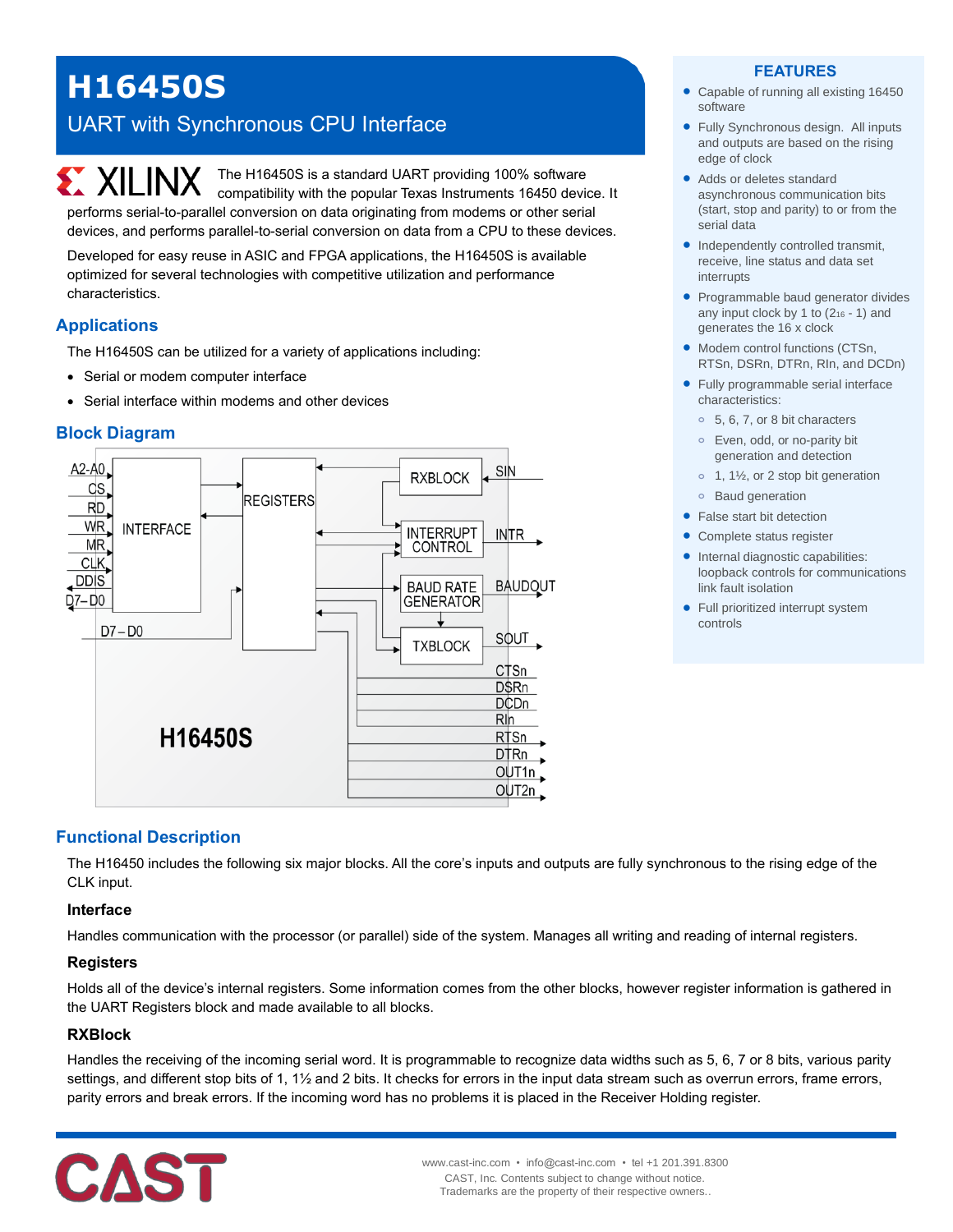# H16450S

## UART with Synchronous CPU Interface

The H16450S is a standard UART providing 100% software compatibility with the popular Texas Instruments 16450 device. It performs serial-to-parallel conversion on data originating from modems or other serial devices, and performs parallel-to-serial conversion on data from a CPU to these devices.

Developed for easy reuse in ASIC and FPGA applications, the H16450S is available optimized for several technologies with competitive utilization and performance characteristics.

## Applications

The H16450S can be utilized for a variety of applications including:

- Serial or modem computer interface
- Serial interface within modems and other devices

## Block Diagram

A2-A0, CS, RD, WR, MR, CLK, DDIS, D7–D0, INTERFACE, REGISTERS, D7 – D0, RXBLOCK, SIN, INTERRUPT CONTROL, INTR, BAUD RATE GENERATOR, BAUDOUT, TXBLOCK, SOUT, CTSn, DSRn, DCDn, RIn, RTSn, DTRn, OUT1n, OUT2n, H16450S

## FEATURES

- Capable of running all existing 16450 software
- Fully Synchronous design. All inputs and outputs are based on the rising edge of clock
- Adds or deletes standard asynchronous communication bits (start, stop and parity) to or from the serial data
- Independently controlled transmit, receive, line status and data set interrupts
- Programmable baud generator divides any input clock by 1 to ($2^{16}$ - 1) and generates the 16 x clock
- Modem control functions (CTSn, RTSn, DSRn, DTRn, RIn, and DCDn)
- Fully programmable serial interface characteristics:
  - 5, 6, 7, or 8 bit characters
  - Even, odd, or no-parity bit generation and detection
  - 1, 1½, or 2 stop bit generation
  - Baud generation
- False start bit detection
- Complete status register
- Internal diagnostic capabilities: loopback controls for communications link fault isolation
- Full prioritized interrupt system controls

## Functional Description

The H16450 includes the following six major blocks. All the core's inputs and outputs are fully synchronous to the rising edge of the CLK input.

### Interface

Handles communication with the processor (or parallel) side of the system. Manages all writing and reading of internal registers.

### Registers

Holds all of the device's internal registers. Some information comes from the other blocks, however register information is gathered in the UART Registers block and made available to all blocks.

### RXBlock

Handles the receiving of the incoming serial word. It is programmable to recognize data widths such as 5, 6, 7 or 8 bits, various parity settings, and different stop bits of 1, 1½ and 2 bits. It checks for errors in the input data stream such as overrun errors, frame errors, parity errors and break errors. If the incoming word has no problems it is placed in the Receiver Holding register.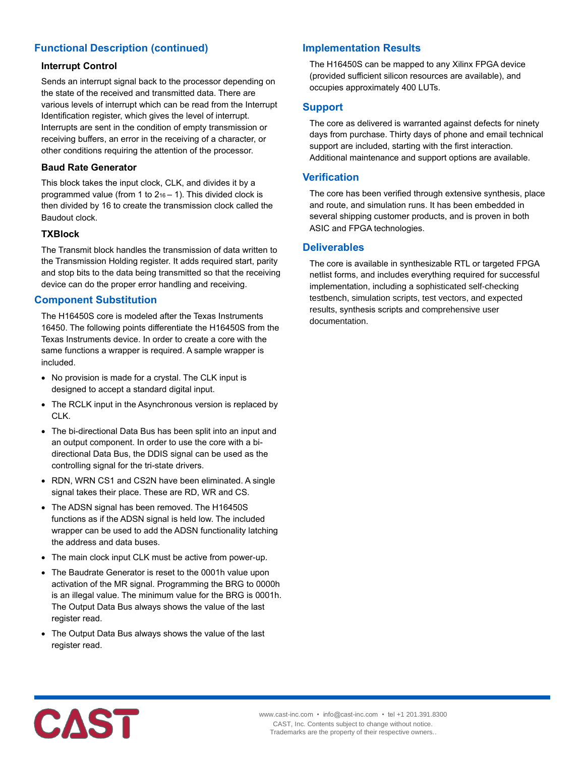## Functional Description (continued)

### Interrupt Control

Sends an interrupt signal back to the processor depending on the state of the received and transmitted data. There are various levels of interrupt which can be read from the Interrupt Identification register, which gives the level of interrupt. Interrupts are sent in the condition of empty transmission or receiving buffers, an error in the receiving of a character, or other conditions requiring the attention of the processor.

### Baud Rate Generator

This block takes the input clock, CLK, and divides it by a programmed value (from 1 to $2^{16} - 1$). This divided clock is then divided by 16 to create the transmission clock called the Baudout clock.

### TXBlock

The Transmit block handles the transmission of data written to the Transmission Holding register. It adds required start, parity and stop bits to the data being transmitted so that the receiving device can do the proper error handling and receiving.

## Component Substitution

The H16450S core is modeled after the Texas Instruments 16450. The following points differentiate the H16450S from the Texas Instruments device. In order to create a core with the same functions a wrapper is required. A sample wrapper is included.

- No provision is made for a crystal. The CLK input is designed to accept a standard digital input.
- The RCLK input in the Asynchronous version is replaced by CLK.
- The bi-directional Data Bus has been split into an input and an output component. In order to use the core with a bi-directional Data Bus, the DDIS signal can be used as the controlling signal for the tri-state drivers.
- RDN, WRN CS1 and CS2N have been eliminated. A single signal takes their place. These are RD, WR and CS.
- The ADSN signal has been removed. The H16450S functions as if the ADSN signal is held low. The included wrapper can be used to add the ADSN functionality latching the address and data buses.
- The main clock input CLK must be active from power-up.
- The Baudrate Generator is reset to the 0001h value upon activation of the MR signal. Programming the BRG to 0000h is an illegal value. The minimum value for the BRG is 0001h. The Output Data Bus always shows the value of the last register read.
- The Output Data Bus always shows the value of the last register read.

## Implementation Results

The H16450S can be mapped to any Xilinx FPGA device (provided sufficient silicon resources are available), and occupies approximately 400 LUTs.

## Support

The core as delivered is warranted against defects for ninety days from purchase. Thirty days of phone and email technical support are included, starting with the first interaction. Additional maintenance and support options are available.

## Verification

The core has been verified through extensive synthesis, place and route, and simulation runs. It has been embedded in several shipping customer products, and is proven in both ASIC and FPGA technologies.

## Deliverables

The core is available in synthesizable RTL or targeted FPGA netlist forms, and includes everything required for successful implementation, including a sophisticated self-checking testbench, simulation scripts, test vectors, and expected results, synthesis scripts and comprehensive user documentation.

CAST

www.cast-inc.com • info@cast-inc.com • tel +1 201.391.8300
CAST, Inc. Contents subject to change without notice.
Trademarks are the property of their respective owners..